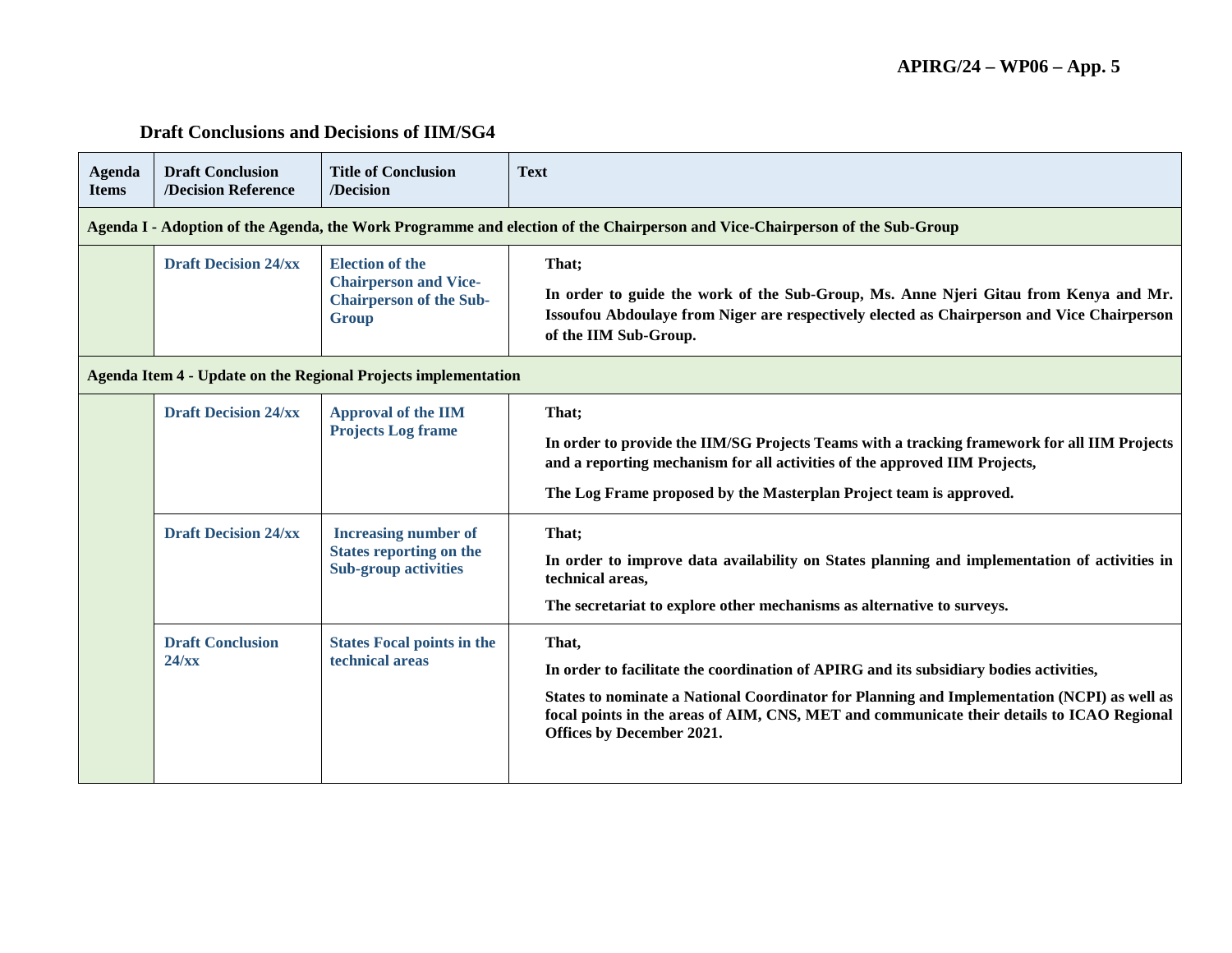APIRG/24 – WP06 – App. 5

## Draft Conclusions and Decisions of IIM/SG4

| Agenda Items | Draft Conclusion /Decision Reference | Title of Conclusion /Decision | Text |
|---|---|---|---|
| **Agenda I - Adoption of the Agenda, the Work Programme and election of the Chairperson and Vice-Chairperson of the Sub-Group** | | | |
| | **Draft Decision 24/xx** | **Election of the Chairperson and Vice-Chairperson of the Sub-Group** | **That;**<br><br>**In order to guide the work of the Sub-Group, Ms. Anne Njeri Gitau from Kenya and Mr. Issoufou Abdoulaye from Niger are respectively elected as Chairperson and Vice Chairperson of the IIM Sub-Group.** |
| **Agenda Item 4 - Update on the Regional Projects implementation** | | | |
| | **Draft Decision 24/xx** | **Approval of the IIM Projects Log frame** | **That;**<br><br>**In order to provide the IIM/SG Projects Teams with a tracking framework for all IIM Projects and a reporting mechanism for all activities of the approved IIM Projects,**<br><br>**The Log Frame proposed by the Masterplan Project team is approved.** |
| | **Draft Decision 24/xx** | **Increasing number of States reporting on the Sub-group activities** | **That;**<br><br>**In order to improve data availability on States planning and implementation of activities in technical areas,**<br><br>**The secretariat to explore other mechanisms as alternative to surveys.** |
| | **Draft Conclusion 24/xx** | **States Focal points in the technical areas** | **That,**<br><br>**In order to facilitate the coordination of APIRG and its subsidiary bodies activities,**<br><br>**States to nominate a National Coordinator for Planning and Implementation (NCPI) as well as focal points in the areas of AIM, CNS, MET and communicate their details to ICAO Regional Offices by December 2021.** |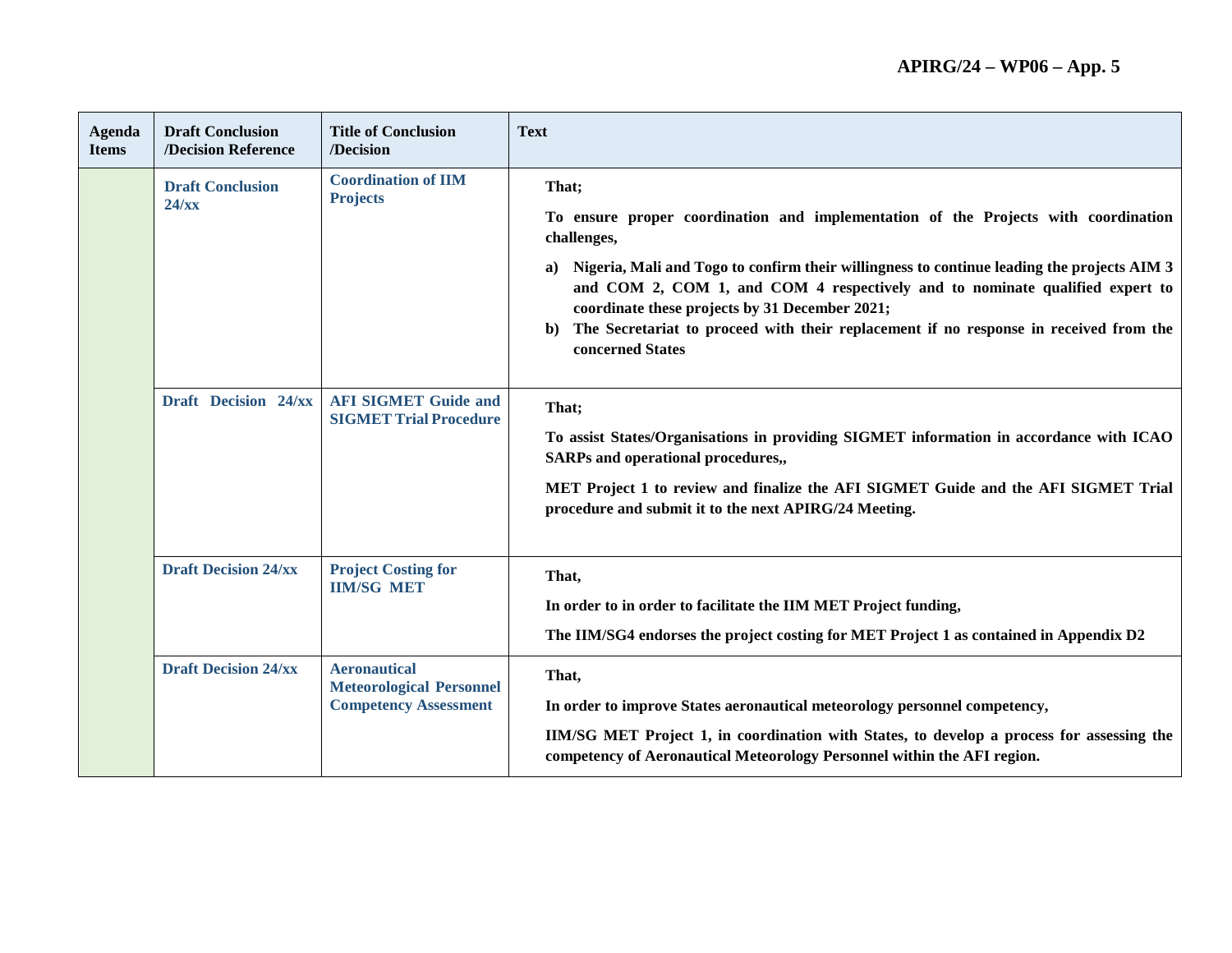| Agenda Items | Draft Conclusion /Decision Reference | Title of Conclusion /Decision | Text |
| --- | --- | --- | --- |
| | **Draft Conclusion 24/xx** | **Coordination of IIM Projects** | **That;**<br><br>**To ensure proper coordination and implementation of the Projects with coordination challenges,**<br><br>**a) Nigeria, Mali and Togo to confirm their willingness to continue leading the projects AIM 3 and COM 2, COM 1, and COM 4 respectively and to nominate qualified expert to coordinate these projects by 31 December 2021;**<br>**b) The Secretariat to proceed with their replacement if no response in received from the concerned States** |
| | **Draft Decision 24/xx** | **AFI SIGMET Guide and SIGMET Trial Procedure** | **That;**<br><br>**To assist States/Organisations in providing SIGMET information in accordance with ICAO SARPs and operational procedures,,**<br><br>**MET Project 1 to review and finalize the AFI SIGMET Guide and the AFI SIGMET Trial procedure and submit it to the next APIRG/24 Meeting.** |
| | **Draft Decision 24/xx** | **Project Costing for IIM/SG MET** | **That,**<br><br>**In order to in order to facilitate the IIM MET Project funding,**<br><br>**The IIM/SG4 endorses the project costing for MET Project 1 as contained in Appendix D2** |
| | **Draft Decision 24/xx** | **Aeronautical Meteorological Personnel Competency Assessment** | **That,**<br><br>**In order to improve States aeronautical meteorology personnel competency,**<br><br>**IIM/SG MET Project 1, in coordination with States, to develop a process for assessing the competency of Aeronautical Meteorology Personnel within the AFI region.** |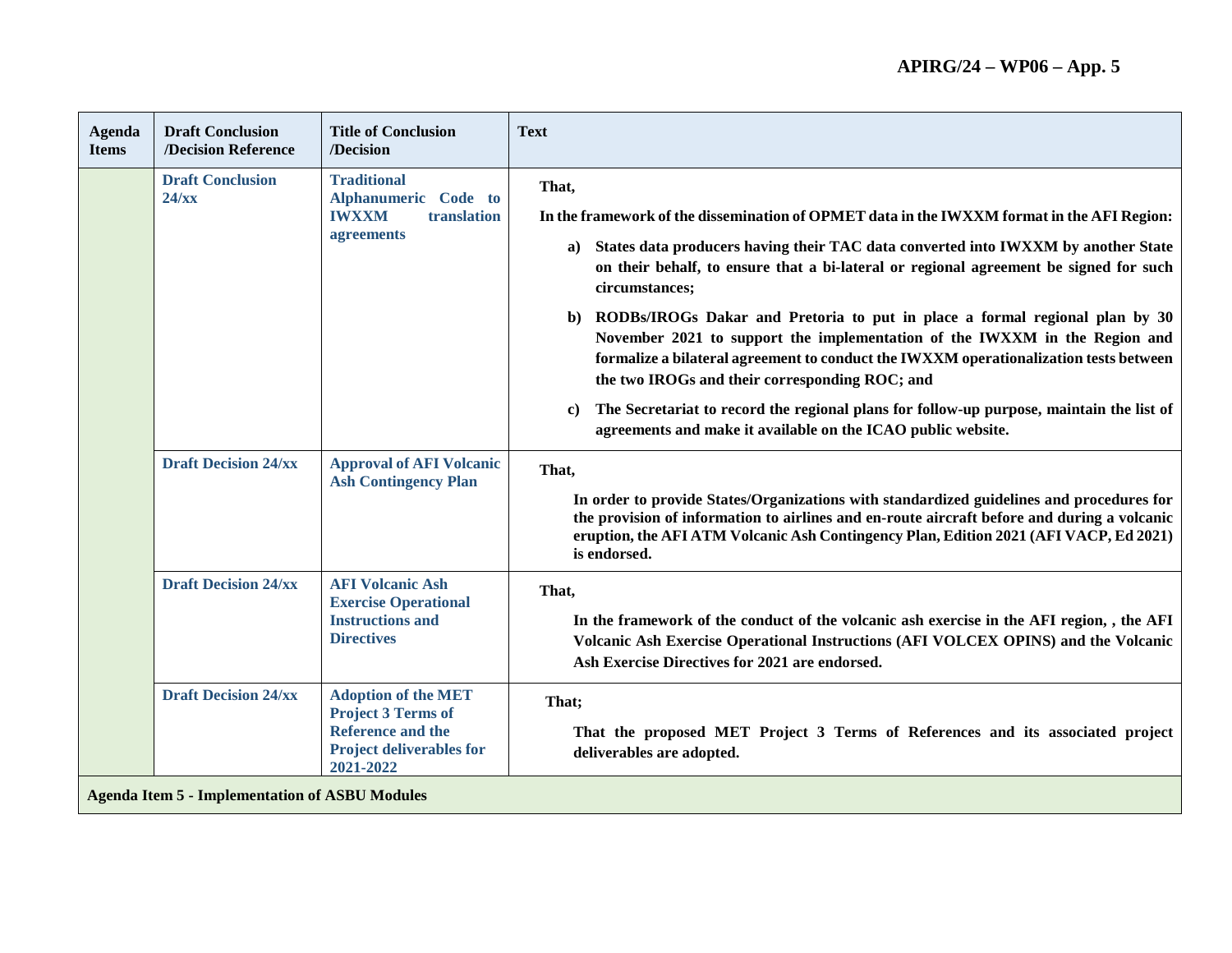| Agenda Items | Draft Conclusion /Decision Reference | Title of Conclusion /Decision | Text |
|---|---|---|---|
| | **Draft Conclusion 24/xx** | **Traditional Alphanumeric Code to IWXXM translation agreements** | **That,**<br><br>**In the framework of the dissemination of OPMET data in the IWXXM format in the AFI Region:**<br><br>**a) States data producers having their TAC data converted into IWXXM by another State on their behalf, to ensure that a bi-lateral or regional agreement be signed for such circumstances;**<br><br>**b) RODBs/IROGs Dakar and Pretoria to put in place a formal regional plan by 30 November 2021 to support the implementation of the IWXXM in the Region and formalize a bilateral agreement to conduct the IWXXM operationalization tests between the two IROGs and their corresponding ROC; and**<br><br>**c) The Secretariat to record the regional plans for follow-up purpose, maintain the list of agreements and make it available on the ICAO public website.** |
| | **Draft Decision 24/xx** | **Approval of AFI Volcanic Ash Contingency Plan** | **That,**<br><br>**In order to provide States/Organizations with standardized guidelines and procedures for the provision of information to airlines and en-route aircraft before and during a volcanic eruption, the AFI ATM Volcanic Ash Contingency Plan, Edition 2021 (AFI VACP, Ed 2021) is endorsed.** |
| | **Draft Decision 24/xx** | **AFI Volcanic Ash Exercise Operational Instructions and Directives** | **That,**<br><br>**In the framework of the conduct of the volcanic ash exercise in the AFI region, , the AFI Volcanic Ash Exercise Operational Instructions (AFI VOLCEX OPINS) and the Volcanic Ash Exercise Directives for 2021 are endorsed.** |
| | **Draft Decision 24/xx** | **Adoption of the MET Project 3 Terms of Reference and the Project deliverables for 2021-2022** | **That;**<br><br>**That the proposed MET Project 3 Terms of References and its associated project deliverables are adopted.** |
| **Agenda Item 5 - Implementation of ASBU Modules** | | | |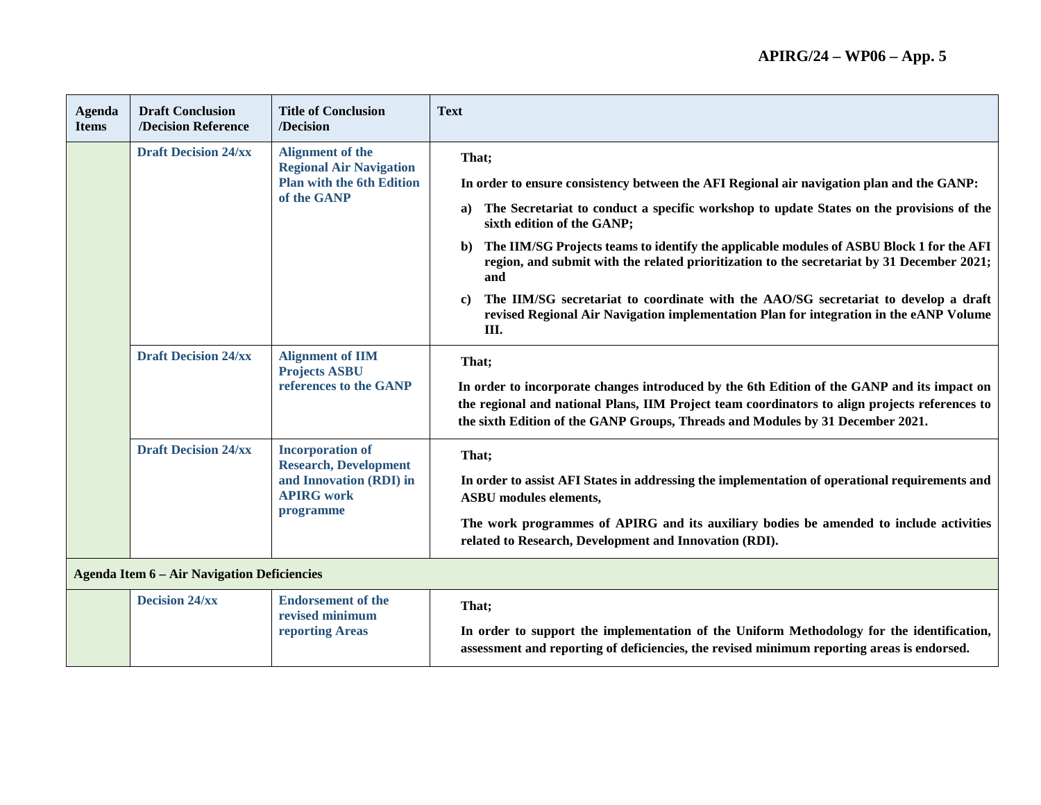| Agenda Items | Draft Conclusion /Decision Reference | Title of Conclusion /Decision | Text |
|---|---|---|---|
| | **Draft Decision 24/xx** | **Alignment of the Regional Air Navigation Plan with the 6th Edition of the GANP** | **That;**<br><br>**In order to ensure consistency between the AFI Regional air navigation plan and the GANP:**<br><br>**a) The Secretariat to conduct a specific workshop to update States on the provisions of the sixth edition of the GANP;**<br><br>**b) The IIM/SG Projects teams to identify the applicable modules of ASBU Block 1 for the AFI region, and submit with the related prioritization to the secretariat by 31 December 2021; and**<br><br>**c) The IIM/SG secretariat to coordinate with the AAO/SG secretariat to develop a draft revised Regional Air Navigation implementation Plan for integration in the eANP Volume III.** |
| | **Draft Decision 24/xx** | **Alignment of IIM Projects ASBU references to the GANP** | **That;**<br><br>**In order to incorporate changes introduced by the 6th Edition of the GANP and its impact on the regional and national Plans, IIM Project team coordinators to align projects references to the sixth Edition of the GANP Groups, Threads and Modules by 31 December 2021.** |
| | **Draft Decision 24/xx** | **Incorporation of Research, Development and Innovation (RDI) in APIRG work programme** | **That;**<br><br>**In order to assist AFI States in addressing the implementation of operational requirements and ASBU modules elements,**<br><br>**The work programmes of APIRG and its auxiliary bodies be amended to include activities related to Research, Development and Innovation (RDI).** |
| **Agenda Item 6 – Air Navigation Deficiencies** | | | |
| | **Decision 24/xx** | **Endorsement of the revised minimum reporting Areas** | **That;**<br><br>**In order to support the implementation of the Uniform Methodology for the identification, assessment and reporting of deficiencies, the revised minimum reporting areas is endorsed.** |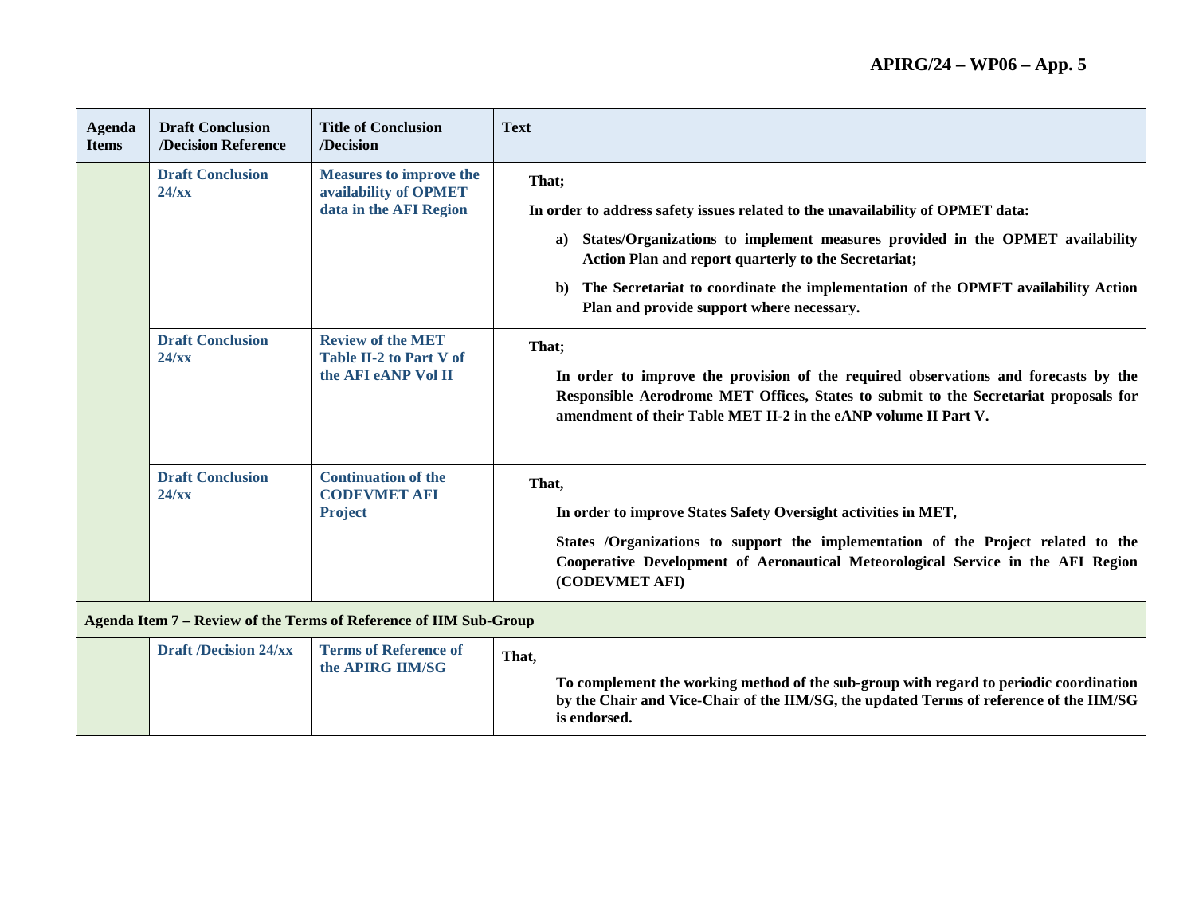| Agenda Items | Draft Conclusion /Decision Reference | Title of Conclusion /Decision | Text |
|---|---|---|---|
| | **Draft Conclusion 24/xx** | **Measures to improve the availability of OPMET data in the AFI Region** | **That;** **In order to address safety issues related to the unavailability of OPMET data:** **a) States/Organizations to implement measures provided in the OPMET availability Action Plan and report quarterly to the Secretariat;** **b) The Secretariat to coordinate the implementation of the OPMET availability Action Plan and provide support where necessary.** |
| | **Draft Conclusion 24/xx** | **Review of the MET Table II-2 to Part V of the AFI eANP Vol II** | **That;** **In order to improve the provision of the required observations and forecasts by the Responsible Aerodrome MET Offices, States to submit to the Secretariat proposals for amendment of their Table MET II-2 in the eANP volume II Part V.** |
| | **Draft Conclusion 24/xx** | **Continuation of the CODEVMET AFI Project** | **That,** **In order to improve States Safety Oversight activities in MET,** **States /Organizations to support the implementation of the Project related to the Cooperative Development of Aeronautical Meteorological Service in the AFI Region (CODEVMET AFI)** |
| **Agenda Item 7 – Review of the Terms of Reference of IIM Sub-Group** | | | |
| | **Draft /Decision 24/xx** | **Terms of Reference of the APIRG IIM/SG** | **That,** **To complement the working method of the sub-group with regard to periodic coordination by the Chair and Vice-Chair of the IIM/SG, the updated Terms of reference of the IIM/SG is endorsed.** |